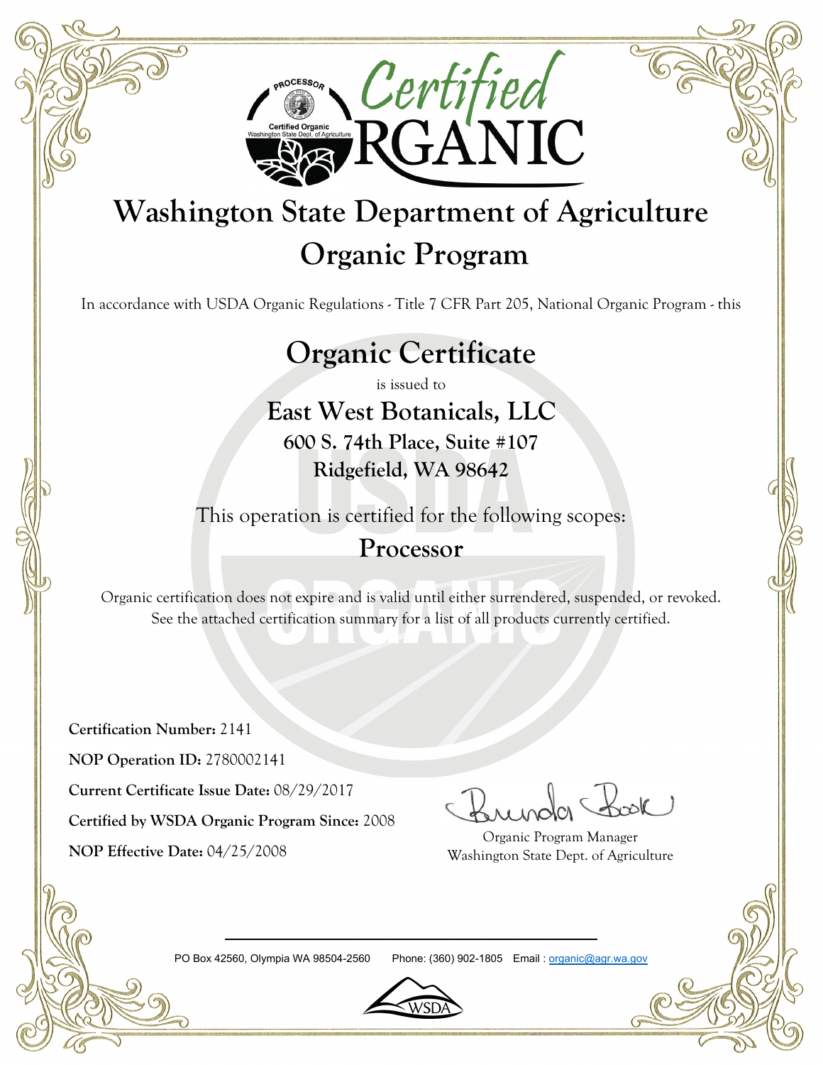# Certified ORGANIC

# Washington State Department of Agriculture
## Organic Program

In accordance with USDA Organic Regulations - Title 7 CFR Part 205, National Organic Program - this

## Organic Certificate

is issued to

### East West Botanicals, LLC
**600 S. 74th Place, Suite #107**
**Ridgefield, WA 98642**

This operation is certified for the following scopes:

**Processor**

Organic certification does not expire and is valid until either surrendered, suspended, or revoked. See the attached certification summary for a list of all products currently certified.

**Certification Number:** 2141

**NOP Operation ID:** 2780002141

**Current Certificate Issue Date:** 08/29/2017

**Certified by WSDA Organic Program Since:** 2008

**NOP Effective Date:** 04/25/2008

Brenda Book
Organic Program Manager
Washington State Dept. of Agriculture

PO Box 42560, Olympia WA 98504-2560 Phone: (360) 902-1805 Email : organic@agr.wa.gov

WSDA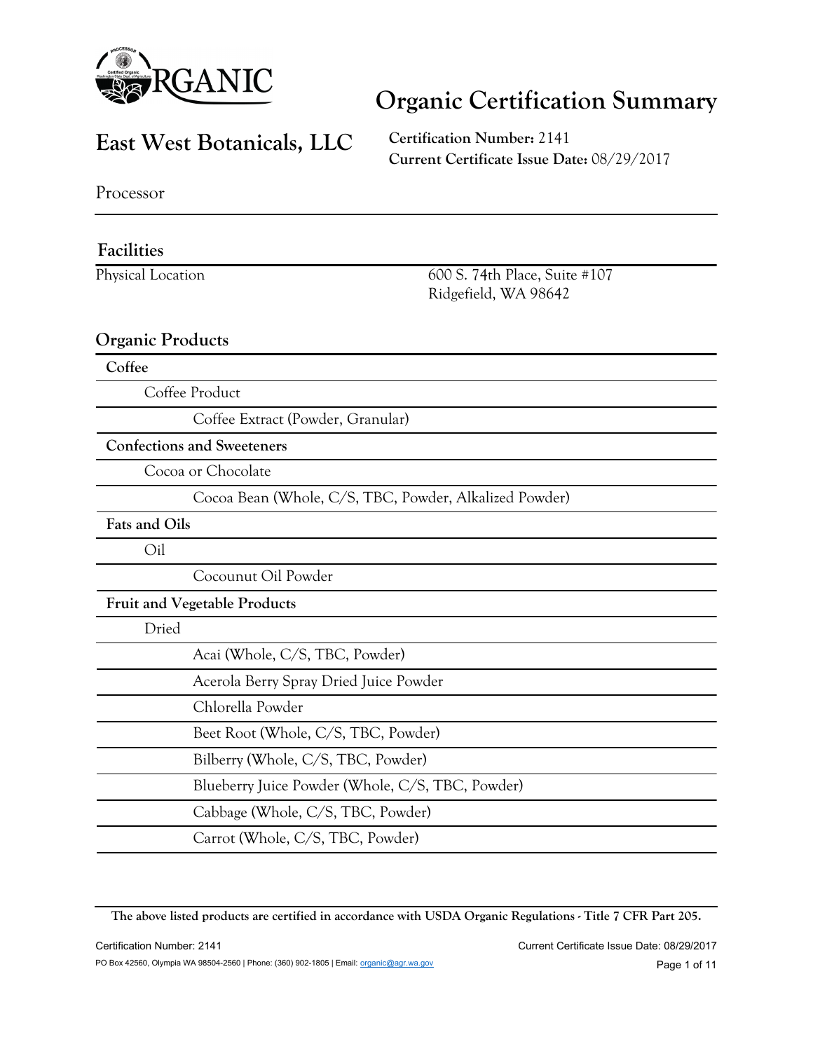# Organic Certification Summary

## East West Botanicals, LLC

**Certification Number:** 2141
**Current Certificate Issue Date:** 08/29/2017

Processor

### Facilities

| Physical Location | 600 S. 74th Place, Suite #107<br>Ridgefield, WA 98642 |
|---|---|

### Organic Products

**Coffee**

- Coffee Product
  - Coffee Extract (Powder, Granular)

**Confections and Sweeteners**

- Cocoa or Chocolate
  - Cocoa Bean (Whole, C/S, TBC, Powder, Alkalized Powder)

**Fats and Oils**

- Oil
  - Cocounut Oil Powder

**Fruit and Vegetable Products**

- Dried
  - Acai (Whole, C/S, TBC, Powder)
  - Acerola Berry Spray Dried Juice Powder
  - Chlorella Powder
  - Beet Root (Whole, C/S, TBC, Powder)
  - Bilberry (Whole, C/S, TBC, Powder)
  - Blueberry Juice Powder (Whole, C/S, TBC, Powder)
  - Cabbage (Whole, C/S, TBC, Powder)
  - Carrot (Whole, C/S, TBC, Powder)

**The above listed products are certified in accordance with USDA Organic Regulations - Title 7 CFR Part 205.**

PO Box 42560, Olympia WA 98504-2560 | Phone: (360) 902-1805 | Email: organic@agr.wa.gov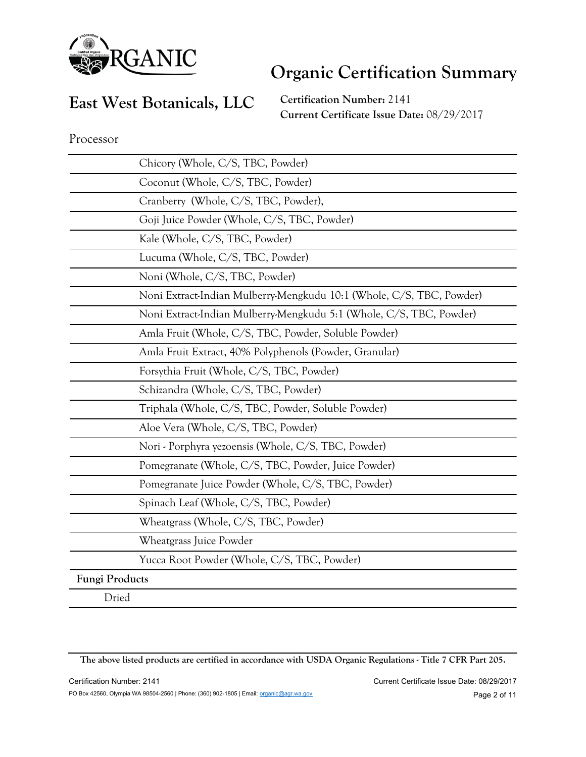# Organic Certification Summary

## East West Botanicals, LLC

**Certification Number:** 2141
**Current Certificate Issue Date:** 08/29/2017

Processor

| | |
|---|---|
| | Chicory (Whole, C/S, TBC, Powder) |
| | Coconut (Whole, C/S, TBC, Powder) |
| | Cranberry (Whole, C/S, TBC, Powder), |
| | Goji Juice Powder (Whole, C/S, TBC, Powder) |
| | Kale (Whole, C/S, TBC, Powder) |
| | Lucuma (Whole, C/S, TBC, Powder) |
| | Noni (Whole, C/S, TBC, Powder) |
| | Noni Extract-Indian Mulberry-Mengkudu 10:1 (Whole, C/S, TBC, Powder) |
| | Noni Extract-Indian Mulberry-Mengkudu 5:1 (Whole, C/S, TBC, Powder) |
| | Amla Fruit (Whole, C/S, TBC, Powder, Soluble Powder) |
| | Amla Fruit Extract, 40% Polyphenols (Powder, Granular) |
| | Forsythia Fruit (Whole, C/S, TBC, Powder) |
| | Schizandra (Whole, C/S, TBC, Powder) |
| | Triphala (Whole, C/S, TBC, Powder, Soluble Powder) |
| | Aloe Vera (Whole, C/S, TBC, Powder) |
| | Nori - Porphyra yezoensis (Whole, C/S, TBC, Powder) |
| | Pomegranate (Whole, C/S, TBC, Powder, Juice Powder) |
| | Pomegranate Juice Powder (Whole, C/S, TBC, Powder) |
| | Spinach Leaf (Whole, C/S, TBC, Powder) |
| | Wheatgrass (Whole, C/S, TBC, Powder) |
| | Wheatgrass Juice Powder |
| | Yucca Root Powder (Whole, C/S, TBC, Powder) |
| **Fungi Products** | |
| Dried | |

**The above listed products are certified in accordance with USDA Organic Regulations - Title 7 CFR Part 205.**

PO Box 42560, Olympia WA 98504-2560 | Phone: (360) 902-1805 | Email: organic@agr.wa.gov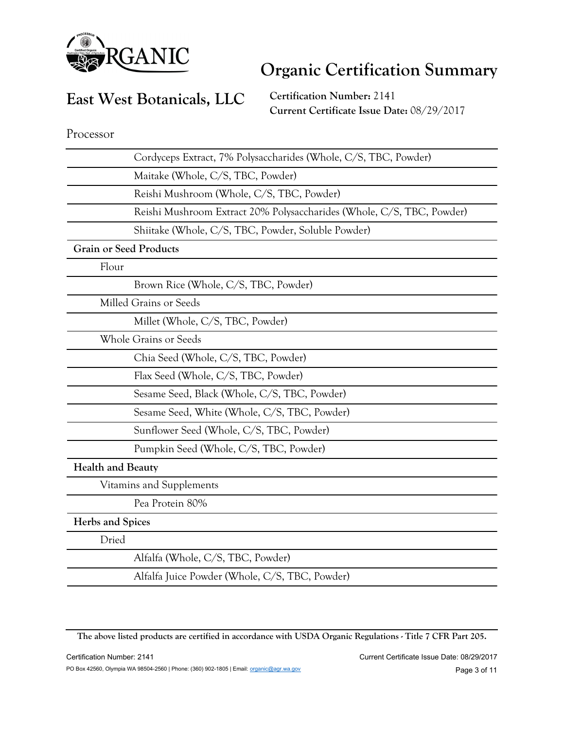# Organic Certification Summary

## East West Botanicals, LLC

**Certification Number:** 2141
**Current Certificate Issue Date:** 08/29/2017

Processor

- Cordyceps Extract, 7% Polysaccharides (Whole, C/S, TBC, Powder)
- Maitake (Whole, C/S, TBC, Powder)
- Reishi Mushroom (Whole, C/S, TBC, Powder)
- Reishi Mushroom Extract 20% Polysaccharides (Whole, C/S, TBC, Powder)
- Shiitake (Whole, C/S, TBC, Powder, Soluble Powder)

**Grain or Seed Products**

Flour

- Brown Rice (Whole, C/S, TBC, Powder)

Milled Grains or Seeds

- Millet (Whole, C/S, TBC, Powder)

Whole Grains or Seeds

- Chia Seed (Whole, C/S, TBC, Powder)
- Flax Seed (Whole, C/S, TBC, Powder)
- Sesame Seed, Black (Whole, C/S, TBC, Powder)
- Sesame Seed, White (Whole, C/S, TBC, Powder)
- Sunflower Seed (Whole, C/S, TBC, Powder)
- Pumpkin Seed (Whole, C/S, TBC, Powder)

**Health and Beauty**

Vitamins and Supplements

- Pea Protein 80%

**Herbs and Spices**

Dried

- Alfalfa (Whole, C/S, TBC, Powder)
- Alfalfa Juice Powder (Whole, C/S, TBC, Powder)

**The above listed products are certified in accordance with USDA Organic Regulations - Title 7 CFR Part 205.**

PO Box 42560, Olympia WA 98504-2560 | Phone: (360) 902-1805 | Email: organic@agr.wa.gov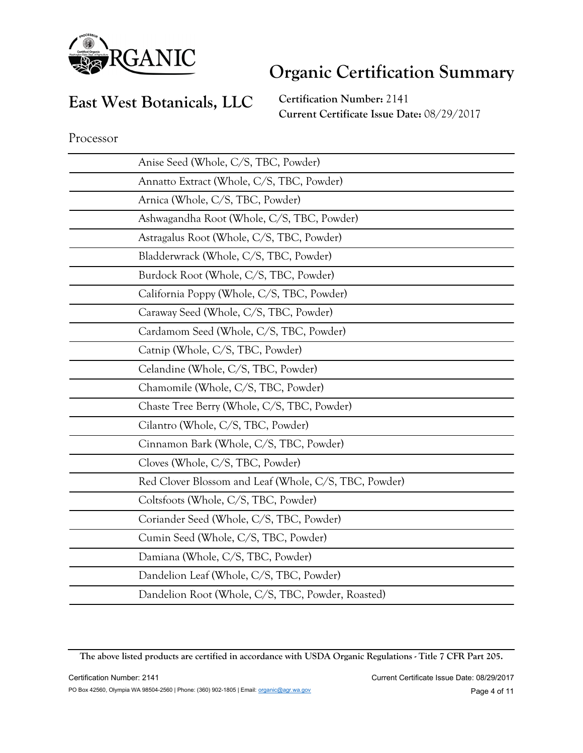# Organic Certification Summary

## East West Botanicals, LLC

**Certification Number:** 2141
**Current Certificate Issue Date:** 08/29/2017

Processor

| | |
|---|---|
| | Anise Seed (Whole, C/S, TBC, Powder) |
| | Annatto Extract (Whole, C/S, TBC, Powder) |
| | Arnica (Whole, C/S, TBC, Powder) |
| | Ashwagandha Root (Whole, C/S, TBC, Powder) |
| | Astragalus Root (Whole, C/S, TBC, Powder) |
| | Bladderwrack (Whole, C/S, TBC, Powder) |
| | Burdock Root (Whole, C/S, TBC, Powder) |
| | California Poppy (Whole, C/S, TBC, Powder) |
| | Caraway Seed (Whole, C/S, TBC, Powder) |
| | Cardamom Seed (Whole, C/S, TBC, Powder) |
| | Catnip (Whole, C/S, TBC, Powder) |
| | Celandine (Whole, C/S, TBC, Powder) |
| | Chamomile (Whole, C/S, TBC, Powder) |
| | Chaste Tree Berry (Whole, C/S, TBC, Powder) |
| | Cilantro (Whole, C/S, TBC, Powder) |
| | Cinnamon Bark (Whole, C/S, TBC, Powder) |
| | Cloves (Whole, C/S, TBC, Powder) |
| | Red Clover Blossom and Leaf (Whole, C/S, TBC, Powder) |
| | Coltsfoots (Whole, C/S, TBC, Powder) |
| | Coriander Seed (Whole, C/S, TBC, Powder) |
| | Cumin Seed (Whole, C/S, TBC, Powder) |
| | Damiana (Whole, C/S, TBC, Powder) |
| | Dandelion Leaf (Whole, C/S, TBC, Powder) |
| | Dandelion Root (Whole, C/S, TBC, Powder, Roasted) |

**The above listed products are certified in accordance with USDA Organic Regulations - Title 7 CFR Part 205.**

PO Box 42560, Olympia WA 98504-2560 | Phone: (360) 902-1805 | Email: organic@agr.wa.gov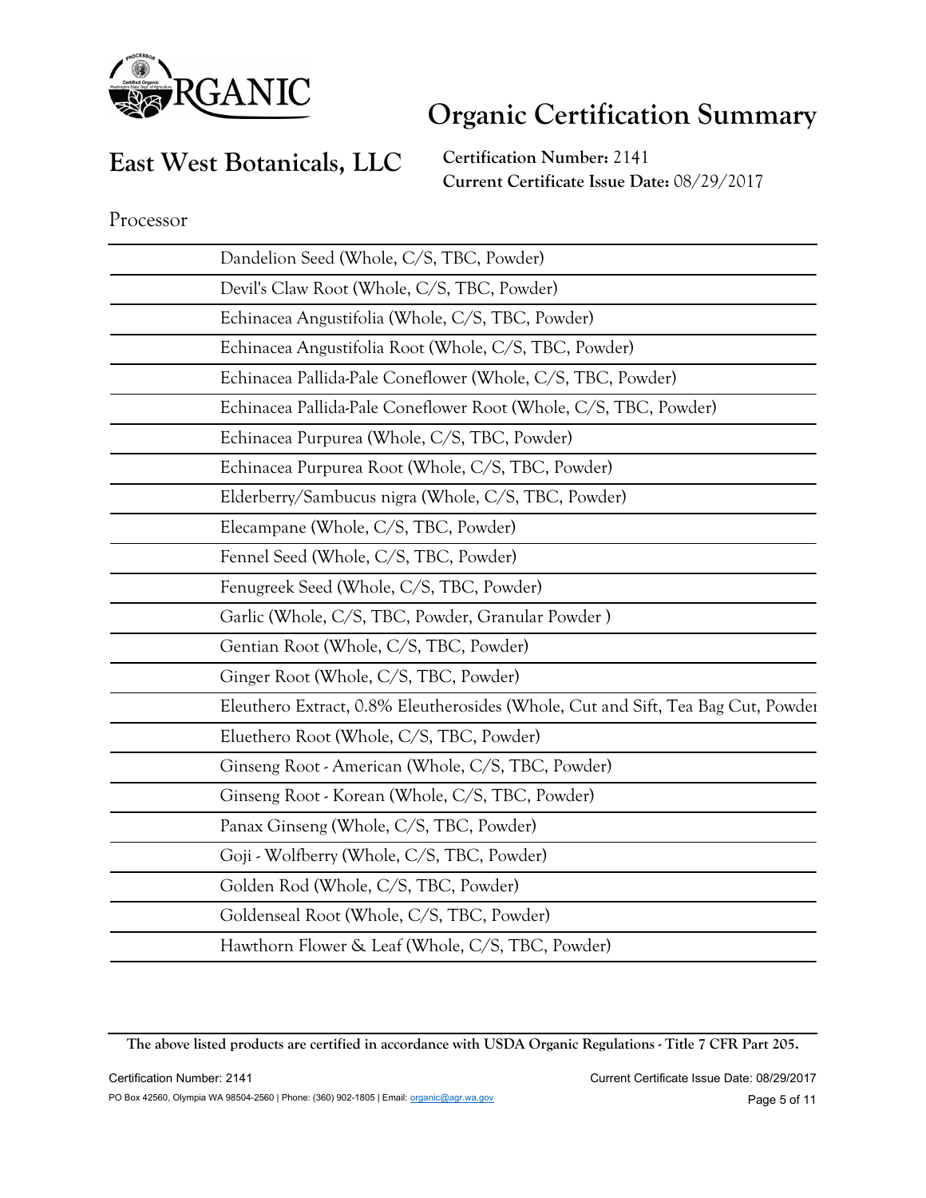# Organic Certification Summary

## East West Botanicals, LLC

**Certification Number:** 2141
**Current Certificate Issue Date:** 08/29/2017

Processor

| | |
|---|---|
| | Dandelion Seed (Whole, C/S, TBC, Powder) |
| | Devil's Claw Root (Whole, C/S, TBC, Powder) |
| | Echinacea Angustifolia (Whole, C/S, TBC, Powder) |
| | Echinacea Angustifolia Root (Whole, C/S, TBC, Powder) |
| | Echinacea Pallida-Pale Coneflower (Whole, C/S, TBC, Powder) |
| | Echinacea Pallida-Pale Coneflower Root (Whole, C/S, TBC, Powder) |
| | Echinacea Purpurea (Whole, C/S, TBC, Powder) |
| | Echinacea Purpurea Root (Whole, C/S, TBC, Powder) |
| | Elderberry/Sambucus nigra (Whole, C/S, TBC, Powder) |
| | Elecampane (Whole, C/S, TBC, Powder) |
| | Fennel Seed (Whole, C/S, TBC, Powder) |
| | Fenugreek Seed (Whole, C/S, TBC, Powder) |
| | Garlic (Whole, C/S, TBC, Powder, Granular Powder ) |
| | Gentian Root (Whole, C/S, TBC, Powder) |
| | Ginger Root (Whole, C/S, TBC, Powder) |
| | Eleuthero Extract, 0.8% Eleutherosides (Whole, Cut and Sift, Tea Bag Cut, Powder |
| | Eluethero Root (Whole, C/S, TBC, Powder) |
| | Ginseng Root - American (Whole, C/S, TBC, Powder) |
| | Ginseng Root - Korean (Whole, C/S, TBC, Powder) |
| | Panax Ginseng (Whole, C/S, TBC, Powder) |
| | Goji - Wolfberry (Whole, C/S, TBC, Powder) |
| | Golden Rod (Whole, C/S, TBC, Powder) |
| | Goldenseal Root (Whole, C/S, TBC, Powder) |
| | Hawthorn Flower & Leaf (Whole, C/S, TBC, Powder) |

**The above listed products are certified in accordance with USDA Organic Regulations - Title 7 CFR Part 205.**

PO Box 42560, Olympia WA 98504-2560 | Phone: (360) 902-1805 | Email: organic@agr.wa.gov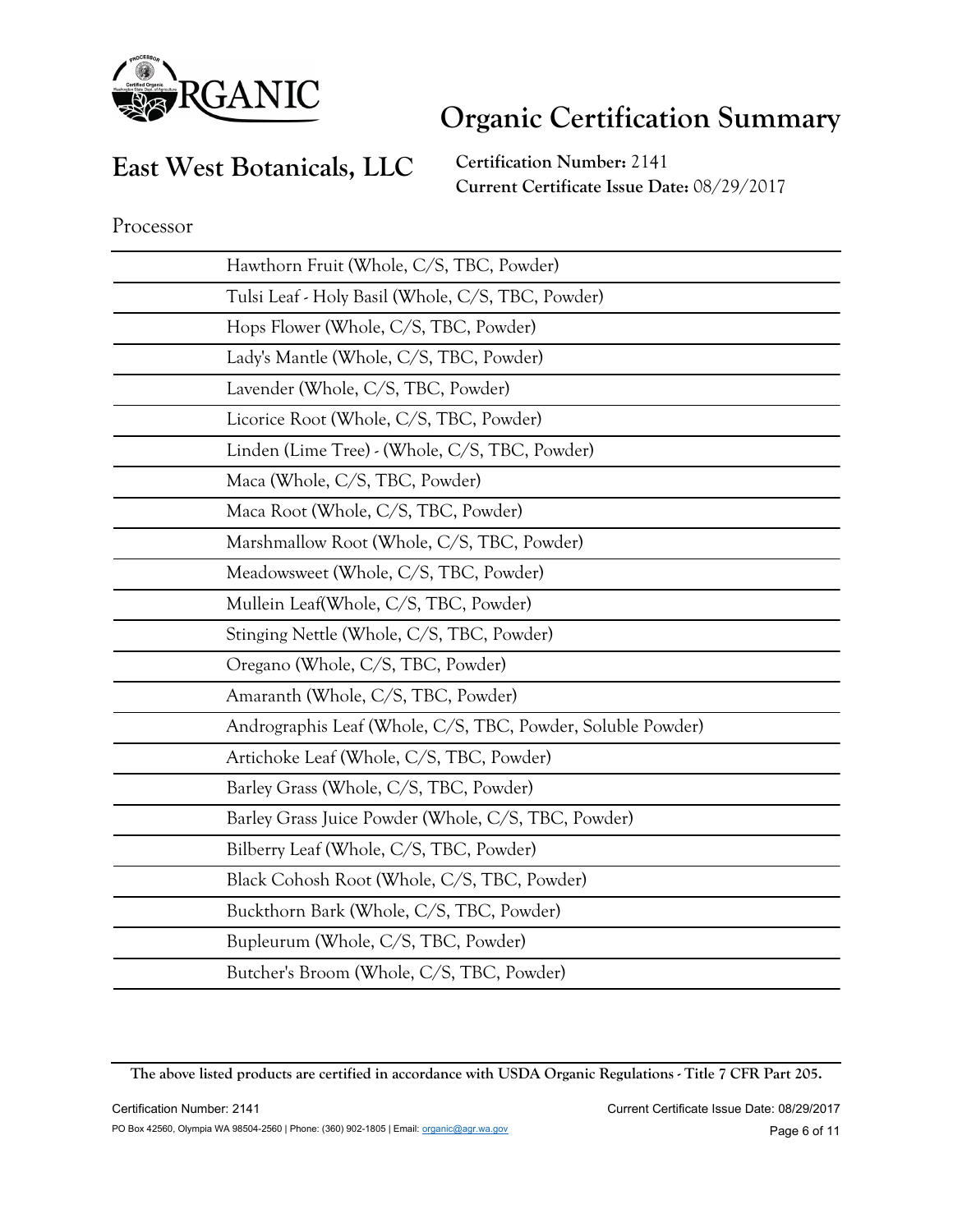# Organic Certification Summary

## East West Botanicals, LLC

**Certification Number:** 2141
**Current Certificate Issue Date:** 08/29/2017

Processor

| | |
|---|---|
| | Hawthorn Fruit (Whole, C/S, TBC, Powder) |
| | Tulsi Leaf - Holy Basil (Whole, C/S, TBC, Powder) |
| | Hops Flower (Whole, C/S, TBC, Powder) |
| | Lady's Mantle (Whole, C/S, TBC, Powder) |
| | Lavender (Whole, C/S, TBC, Powder) |
| | Licorice Root (Whole, C/S, TBC, Powder) |
| | Linden (Lime Tree) - (Whole, C/S, TBC, Powder) |
| | Maca (Whole, C/S, TBC, Powder) |
| | Maca Root (Whole, C/S, TBC, Powder) |
| | Marshmallow Root (Whole, C/S, TBC, Powder) |
| | Meadowsweet (Whole, C/S, TBC, Powder) |
| | Mullein Leaf(Whole, C/S, TBC, Powder) |
| | Stinging Nettle (Whole, C/S, TBC, Powder) |
| | Oregano (Whole, C/S, TBC, Powder) |
| | Amaranth (Whole, C/S, TBC, Powder) |
| | Andrographis Leaf (Whole, C/S, TBC, Powder, Soluble Powder) |
| | Artichoke Leaf (Whole, C/S, TBC, Powder) |
| | Barley Grass (Whole, C/S, TBC, Powder) |
| | Barley Grass Juice Powder (Whole, C/S, TBC, Powder) |
| | Bilberry Leaf (Whole, C/S, TBC, Powder) |
| | Black Cohosh Root (Whole, C/S, TBC, Powder) |
| | Buckthorn Bark (Whole, C/S, TBC, Powder) |
| | Bupleurum (Whole, C/S, TBC, Powder) |
| | Butcher's Broom (Whole, C/S, TBC, Powder) |

**The above listed products are certified in accordance with USDA Organic Regulations - Title 7 CFR Part 205.**

PO Box 42560, Olympia WA 98504-2560 | Phone: (360) 902-1805 | Email: organic@agr.wa.gov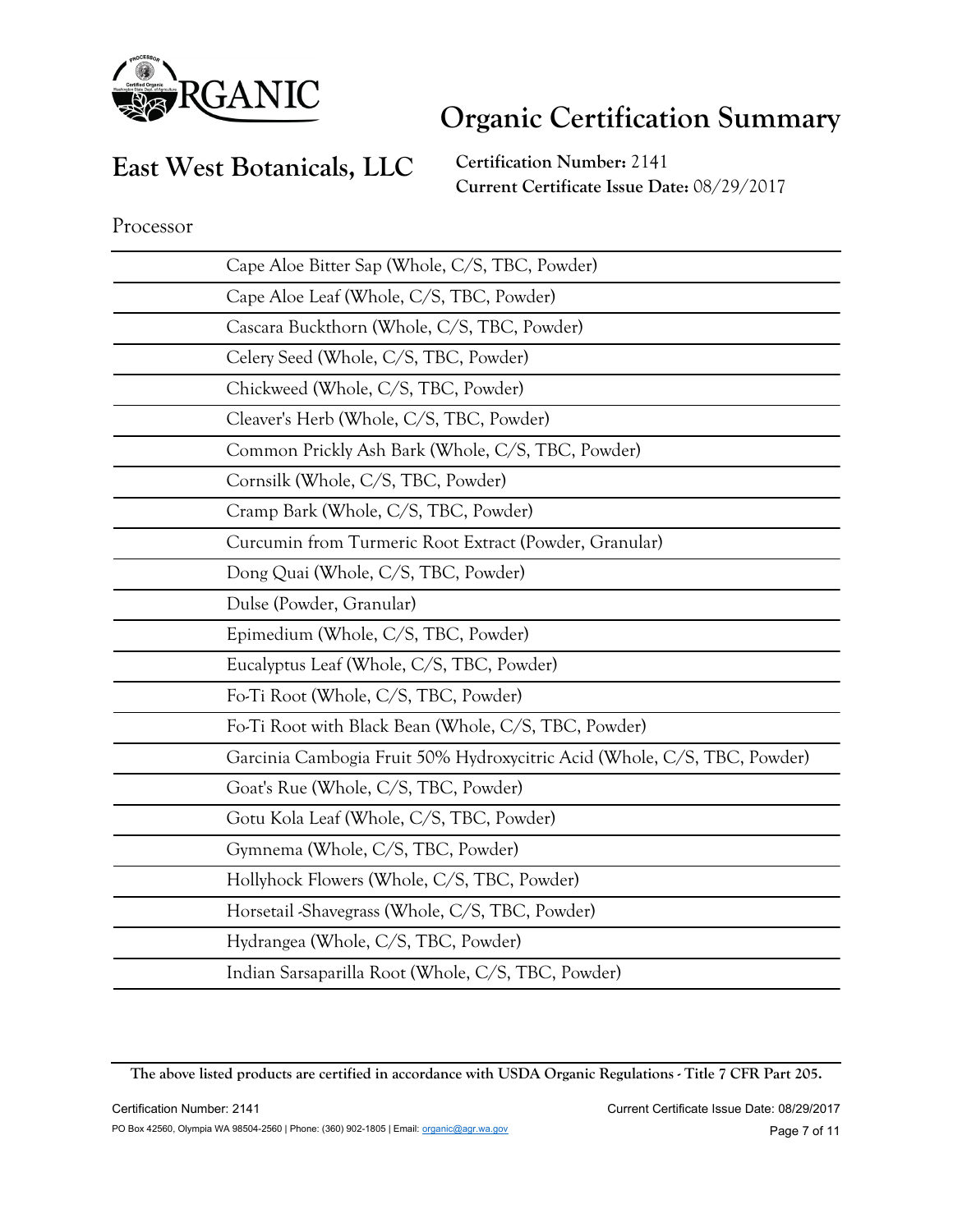# Organic Certification Summary

## East West Botanicals, LLC

**Certification Number:** 2141
**Current Certificate Issue Date:** 08/29/2017

Processor

| | |
|---|---|
| | Cape Aloe Bitter Sap (Whole, C/S, TBC, Powder) |
| | Cape Aloe Leaf (Whole, C/S, TBC, Powder) |
| | Cascara Buckthorn (Whole, C/S, TBC, Powder) |
| | Celery Seed (Whole, C/S, TBC, Powder) |
| | Chickweed (Whole, C/S, TBC, Powder) |
| | Cleaver's Herb (Whole, C/S, TBC, Powder) |
| | Common Prickly Ash Bark (Whole, C/S, TBC, Powder) |
| | Cornsilk (Whole, C/S, TBC, Powder) |
| | Cramp Bark (Whole, C/S, TBC, Powder) |
| | Curcumin from Turmeric Root Extract (Powder, Granular) |
| | Dong Quai (Whole, C/S, TBC, Powder) |
| | Dulse (Powder, Granular) |
| | Epimedium (Whole, C/S, TBC, Powder) |
| | Eucalyptus Leaf (Whole, C/S, TBC, Powder) |
| | Fo-Ti Root (Whole, C/S, TBC, Powder) |
| | Fo-Ti Root with Black Bean (Whole, C/S, TBC, Powder) |
| | Garcinia Cambogia Fruit 50% Hydroxycitric Acid (Whole, C/S, TBC, Powder) |
| | Goat's Rue (Whole, C/S, TBC, Powder) |
| | Gotu Kola Leaf (Whole, C/S, TBC, Powder) |
| | Gymnema (Whole, C/S, TBC, Powder) |
| | Hollyhock Flowers (Whole, C/S, TBC, Powder) |
| | Horsetail -Shavegrass (Whole, C/S, TBC, Powder) |
| | Hydrangea (Whole, C/S, TBC, Powder) |
| | Indian Sarsaparilla Root (Whole, C/S, TBC, Powder) |

**The above listed products are certified in accordance with USDA Organic Regulations - Title 7 CFR Part 205.**

PO Box 42560, Olympia WA 98504-2560 | Phone: (360) 902-1805 | Email: organic@agr.wa.gov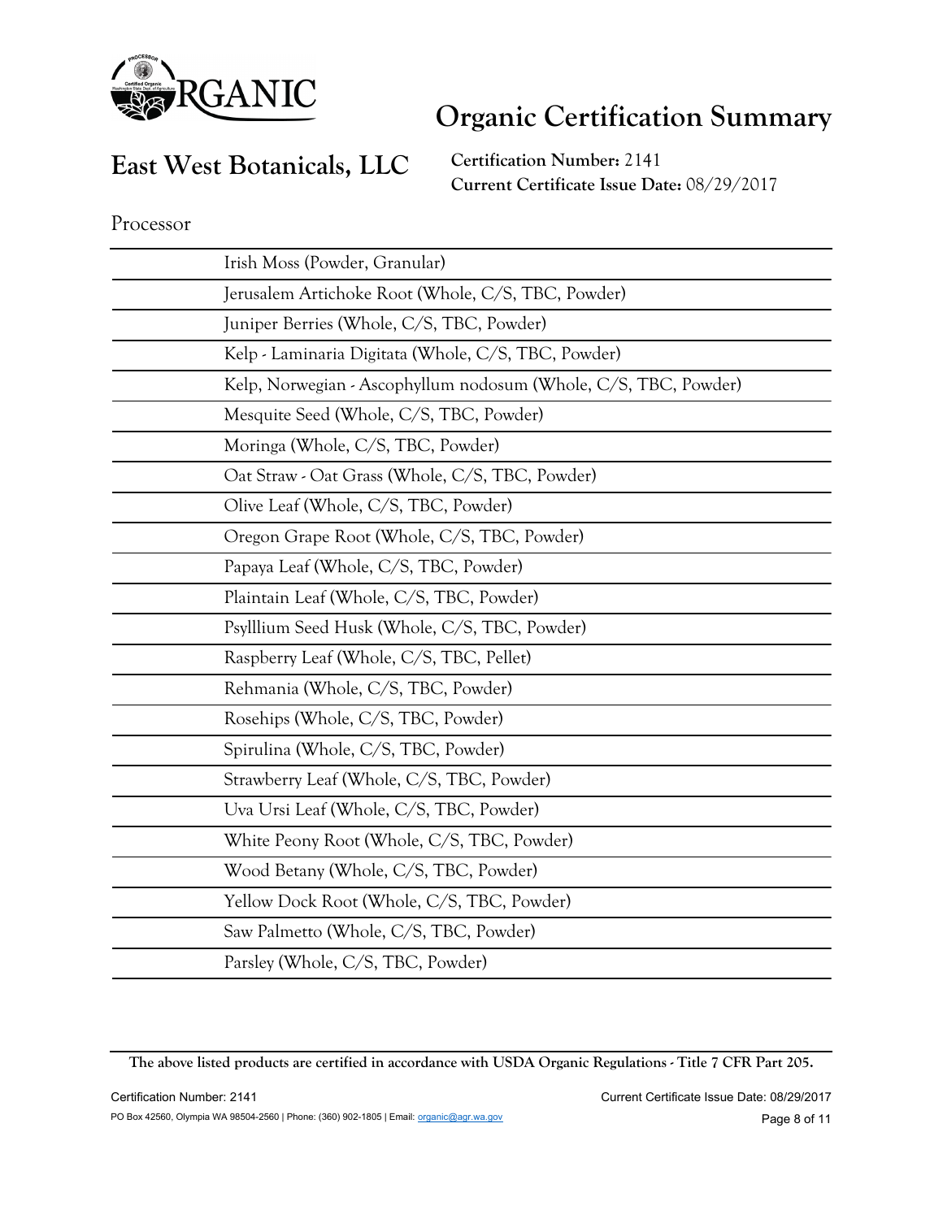# Organic Certification Summary

## East West Botanicals, LLC

**Certification Number:** 2141
**Current Certificate Issue Date:** 08/29/2017

Processor

| | |
|---|---|
| | Irish Moss (Powder, Granular) |
| | Jerusalem Artichoke Root (Whole, C/S, TBC, Powder) |
| | Juniper Berries (Whole, C/S, TBC, Powder) |
| | Kelp - Laminaria Digitata (Whole, C/S, TBC, Powder) |
| | Kelp, Norwegian - Ascophyllum nodosum (Whole, C/S, TBC, Powder) |
| | Mesquite Seed (Whole, C/S, TBC, Powder) |
| | Moringa (Whole, C/S, TBC, Powder) |
| | Oat Straw - Oat Grass (Whole, C/S, TBC, Powder) |
| | Olive Leaf (Whole, C/S, TBC, Powder) |
| | Oregon Grape Root (Whole, C/S, TBC, Powder) |
| | Papaya Leaf (Whole, C/S, TBC, Powder) |
| | Plaintain Leaf (Whole, C/S, TBC, Powder) |
| | Psylllium Seed Husk (Whole, C/S, TBC, Powder) |
| | Raspberry Leaf (Whole, C/S, TBC, Pellet) |
| | Rehmania (Whole, C/S, TBC, Powder) |
| | Rosehips (Whole, C/S, TBC, Powder) |
| | Spirulina (Whole, C/S, TBC, Powder) |
| | Strawberry Leaf (Whole, C/S, TBC, Powder) |
| | Uva Ursi Leaf (Whole, C/S, TBC, Powder) |
| | White Peony Root (Whole, C/S, TBC, Powder) |
| | Wood Betany (Whole, C/S, TBC, Powder) |
| | Yellow Dock Root (Whole, C/S, TBC, Powder) |
| | Saw Palmetto (Whole, C/S, TBC, Powder) |
| | Parsley (Whole, C/S, TBC, Powder) |

**The above listed products are certified in accordance with USDA Organic Regulations - Title 7 CFR Part 205.**

PO Box 42560, Olympia WA 98504-2560 | Phone: (360) 902-1805 | Email: organic@agr.wa.gov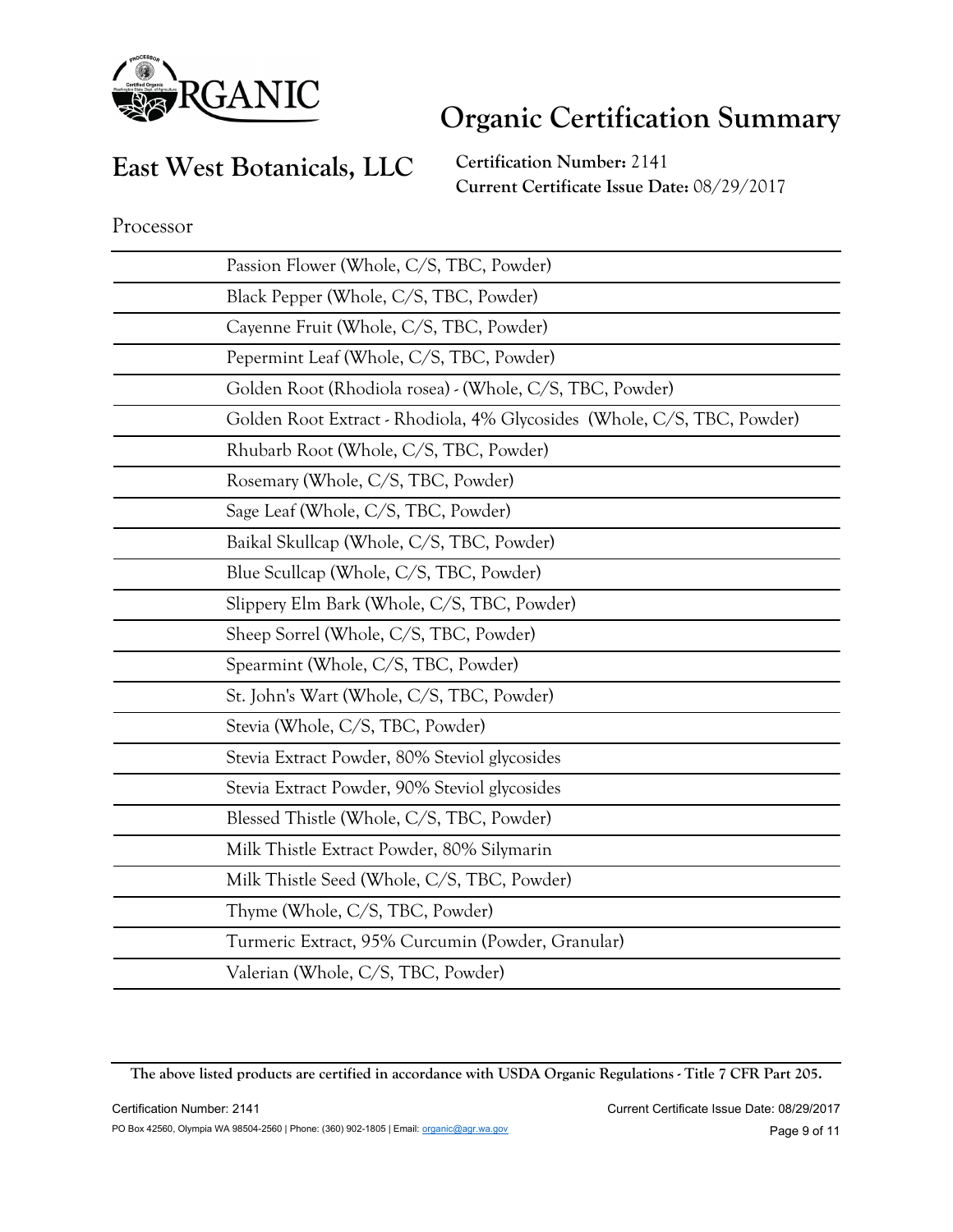# Organic Certification Summary

## East West Botanicals, LLC

**Certification Number:** 2141
**Current Certificate Issue Date:** 08/29/2017

Processor

| | |
|---|---|
| | Passion Flower (Whole, C/S, TBC, Powder) |
| | Black Pepper (Whole, C/S, TBC, Powder) |
| | Cayenne Fruit (Whole, C/S, TBC, Powder) |
| | Pepermint Leaf (Whole, C/S, TBC, Powder) |
| | Golden Root (Rhodiola rosea) - (Whole, C/S, TBC, Powder) |
| | Golden Root Extract - Rhodiola, 4% Glycosides (Whole, C/S, TBC, Powder) |
| | Rhubarb Root (Whole, C/S, TBC, Powder) |
| | Rosemary (Whole, C/S, TBC, Powder) |
| | Sage Leaf (Whole, C/S, TBC, Powder) |
| | Baikal Skullcap (Whole, C/S, TBC, Powder) |
| | Blue Scullcap (Whole, C/S, TBC, Powder) |
| | Slippery Elm Bark (Whole, C/S, TBC, Powder) |
| | Sheep Sorrel (Whole, C/S, TBC, Powder) |
| | Spearmint (Whole, C/S, TBC, Powder) |
| | St. John's Wart (Whole, C/S, TBC, Powder) |
| | Stevia (Whole, C/S, TBC, Powder) |
| | Stevia Extract Powder, 80% Steviol glycosides |
| | Stevia Extract Powder, 90% Steviol glycosides |
| | Blessed Thistle (Whole, C/S, TBC, Powder) |
| | Milk Thistle Extract Powder, 80% Silymarin |
| | Milk Thistle Seed (Whole, C/S, TBC, Powder) |
| | Thyme (Whole, C/S, TBC, Powder) |
| | Turmeric Extract, 95% Curcumin (Powder, Granular) |
| | Valerian (Whole, C/S, TBC, Powder) |

**The above listed products are certified in accordance with USDA Organic Regulations - Title 7 CFR Part 205.**

PO Box 42560, Olympia WA 98504-2560 | Phone: (360) 902-1805 | Email: organic@agr.wa.gov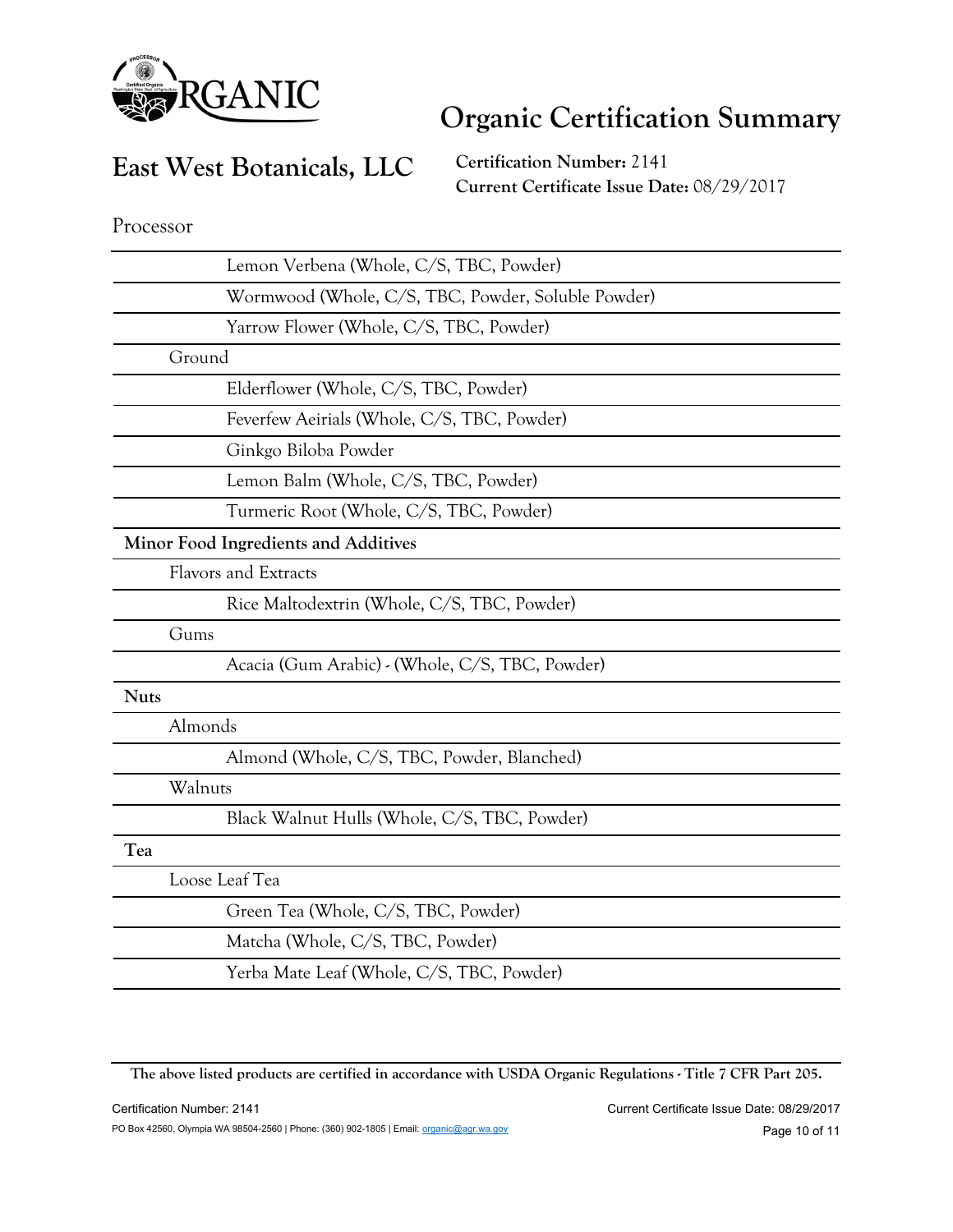# Organic Certification Summary

## East West Botanicals, LLC

**Certification Number:** 2141
**Current Certificate Issue Date:** 08/29/2017

Processor

| |
|---|
| Lemon Verbena (Whole, C/S, TBC, Powder) |
| Wormwood (Whole, C/S, TBC, Powder, Soluble Powder) |
| Yarrow Flower (Whole, C/S, TBC, Powder) |
| Ground |
| Elderflower (Whole, C/S, TBC, Powder) |
| Feverfew Aeirials (Whole, C/S, TBC, Powder) |
| Ginkgo Biloba Powder |
| Lemon Balm (Whole, C/S, TBC, Powder) |
| Turmeric Root (Whole, C/S, TBC, Powder) |
| **Minor Food Ingredients and Additives** |
| Flavors and Extracts |
| Rice Maltodextrin (Whole, C/S, TBC, Powder) |
| Gums |
| Acacia (Gum Arabic) - (Whole, C/S, TBC, Powder) |
| **Nuts** |
| Almonds |
| Almond (Whole, C/S, TBC, Powder, Blanched) |
| Walnuts |
| Black Walnut Hulls (Whole, C/S, TBC, Powder) |
| **Tea** |
| Loose Leaf Tea |
| Green Tea (Whole, C/S, TBC, Powder) |
| Matcha (Whole, C/S, TBC, Powder) |
| Yerba Mate Leaf (Whole, C/S, TBC, Powder) |

**The above listed products are certified in accordance with USDA Organic Regulations - Title 7 CFR Part 205.**

PO Box 42560, Olympia WA 98504-2560 | Phone: (360) 902-1805 | Email: organic@agr.wa.gov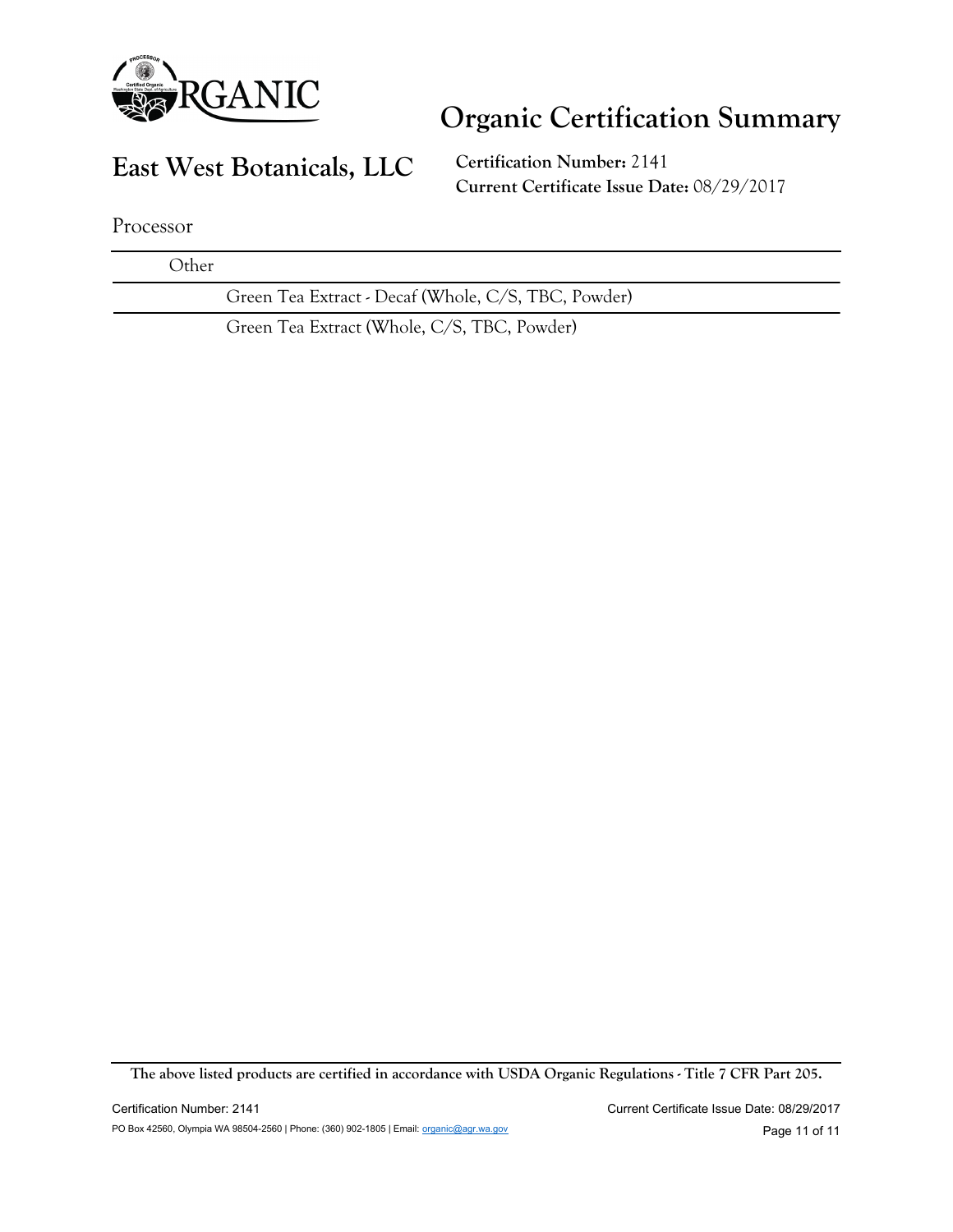# Organic Certification Summary

## East West Botanicals, LLC

**Certification Number:** 2141
**Current Certificate Issue Date:** 08/29/2017

Processor

Other

Green Tea Extract - Decaf (Whole, C/S, TBC, Powder)

Green Tea Extract (Whole, C/S, TBC, Powder)

**The above listed products are certified in accordance with USDA Organic Regulations - Title 7 CFR Part 205.**

Certification Number: 2141

Current Certificate Issue Date: 08/29/2017

PO Box 42560, Olympia WA 98504-2560 | Phone: (360) 902-1805 | Email: organic@agr.wa.gov